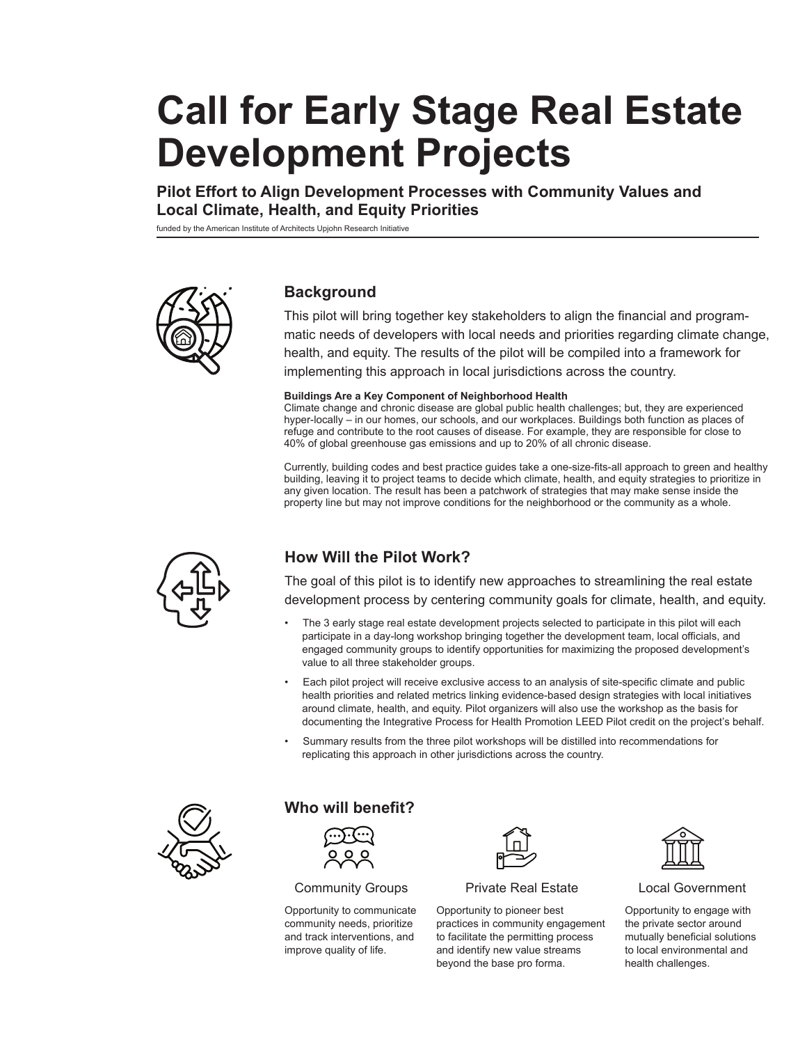# Call for Early Stage Real Estate Development Projects

## Pilot Effort to Align Development Processes with Community Values and Local Climate, Health, and Equity Priorities

funded by the American Institute of Architects Upjohn Research Initiative

## Background

This pilot will bring together key stakeholders to align the financial and programmatic needs of developers with local needs and priorities regarding climate change, health, and equity. The results of the pilot will be compiled into a framework for implementing this approach in local jurisdictions across the country.

**Buildings Are a Key Component of Neighborhood Health**

Climate change and chronic disease are global public health challenges; but, they are experienced hyper-locally – in our homes, our schools, and our workplaces. Buildings both function as places of refuge and contribute to the root causes of disease. For example, they are responsible for close to 40% of global greenhouse gas emissions and up to 20% of all chronic disease.

Currently, building codes and best practice guides take a one-size-fits-all approach to green and healthy building, leaving it to project teams to decide which climate, health, and equity strategies to prioritize in any given location. The result has been a patchwork of strategies that may make sense inside the property line but may not improve conditions for the neighborhood or the community as a whole.

## How Will the Pilot Work?

The goal of this pilot is to identify new approaches to streamlining the real estate development process by centering community goals for climate, health, and equity.

- The 3 early stage real estate development projects selected to participate in this pilot will each participate in a day-long workshop bringing together the development team, local officials, and engaged community groups to identify opportunities for maximizing the proposed development's value to all three stakeholder groups.
- Each pilot project will receive exclusive access to an analysis of site-specific climate and public health priorities and related metrics linking evidence-based design strategies with local initiatives around climate, health, and equity. Pilot organizers will also use the workshop as the basis for documenting the Integrative Process for Health Promotion LEED Pilot credit on the project's behalf.
- Summary results from the three pilot workshops will be distilled into recommendations for replicating this approach in other jurisdictions across the country.

## Who will benefit?

**Community Groups**

Opportunity to communicate community needs, prioritize and track interventions, and improve quality of life.

**Private Real Estate**

Opportunity to pioneer best practices in community engagement to facilitate the permitting process and identify new value streams beyond the base pro forma.

**Local Government**

Opportunity to engage with the private sector around mutually beneficial solutions to local environmental and health challenges.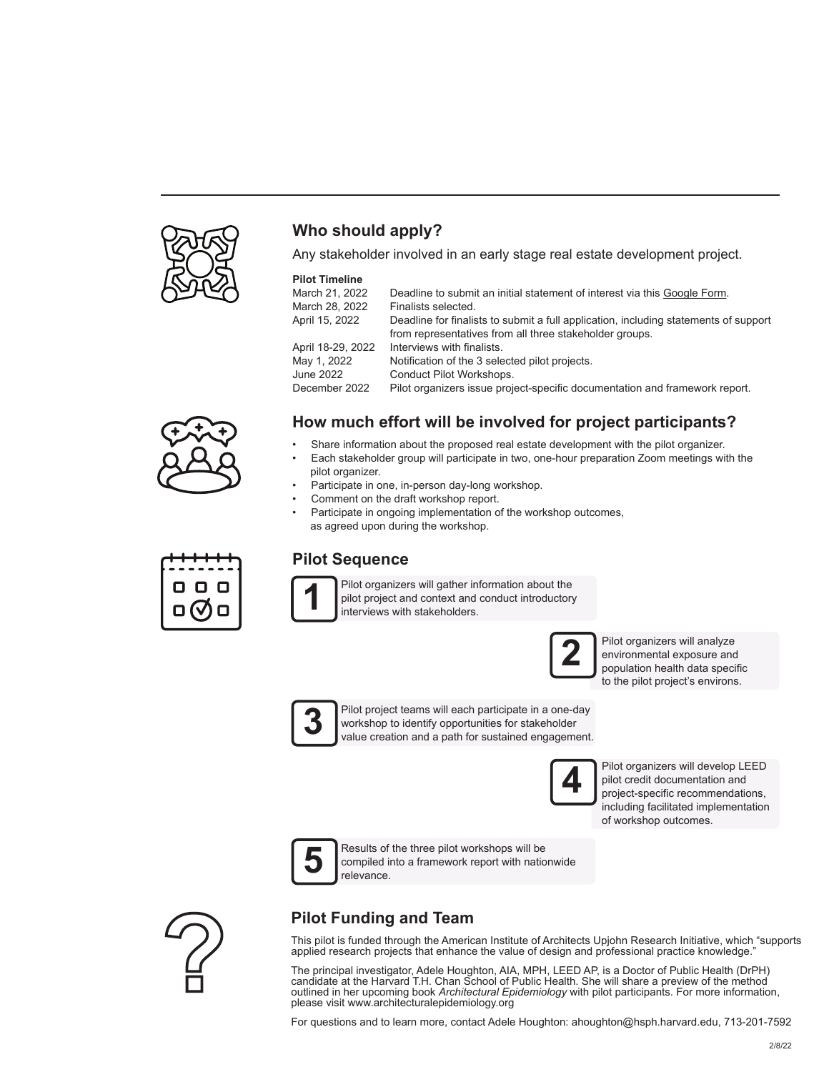## Who should apply?

Any stakeholder involved in an early stage real estate development project.

**Pilot Timeline**

| | |
|---|---|
| March 21, 2022 | Deadline to submit an initial statement of interest via this Google Form. |
| March 28, 2022 | Finalists selected. |
| April 15, 2022 | Deadline for finalists to submit a full application, including statements of support from representatives from all three stakeholder groups. |
| April 18-29, 2022 | Interviews with finalists. |
| May 1, 2022 | Notification of the 3 selected pilot projects. |
| June 2022 | Conduct Pilot Workshops. |
| December 2022 | Pilot organizers issue project-specific documentation and framework report. |

## How much effort will be involved for project participants?

- Share information about the proposed real estate development with the pilot organizer.
- Each stakeholder group will participate in two, one-hour preparation Zoom meetings with the pilot organizer.
- Participate in one, in-person day-long workshop.
- Comment on the draft workshop report.
- Participate in ongoing implementation of the workshop outcomes, as agreed upon during the workshop.

## Pilot Sequence

**1** Pilot organizers will gather information about the pilot project and context and conduct introductory interviews with stakeholders.

**2** Pilot organizers will analyze environmental exposure and population health data specific to the pilot project's environs.

**3** Pilot project teams will each participate in a one-day workshop to identify opportunities for stakeholder value creation and a path for sustained engagement.

**4** Pilot organizers will develop LEED pilot credit documentation and project-specific recommendations, including facilitated implementation of workshop outcomes.

**5** Results of the three pilot workshops will be compiled into a framework report with nationwide relevance.

## Pilot Funding and Team

This pilot is funded through the American Institute of Architects Upjohn Research Initiative, which "supports applied research projects that enhance the value of design and professional practice knowledge."

The principal investigator, Adele Houghton, AIA, MPH, LEED AP, is a Doctor of Public Health (DrPH) candidate at the Harvard T.H. Chan School of Public Health. She will share a preview of the method outlined in her upcoming book *Architectural Epidemiology* with pilot participants. For more information, please visit www.architecturalepidemiology.org

For questions and to learn more, contact Adele Houghton: ahoughton@hsph.harvard.edu, 713-201-7592

2/8/22